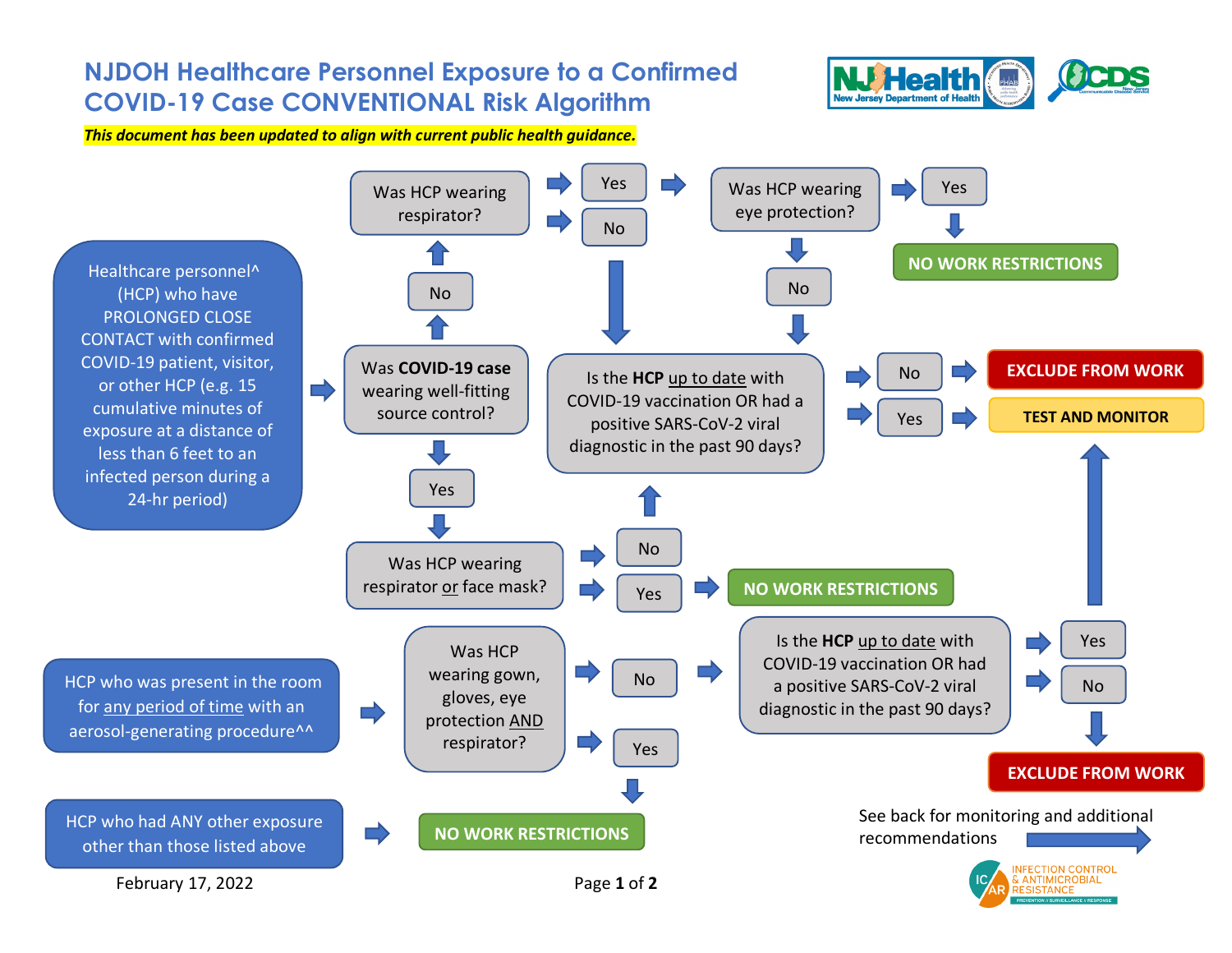# NJDOH Healthcare Personnel Exposure to a Confirmed COVID-19 Case CONVENTIONAL Risk Algorithm

***This document has been updated to align with current public health guidance.***

**Healthcare personnel^ (HCP) who have PROLONGED CLOSE CONTACT with confirmed COVID-19 patient, visitor, or other HCP (e.g. 15 cumulative minutes of exposure at a distance of less than 6 feet to an infected person during a 24-hr period)**

- Was **COVID-19 case** wearing well-fitting source control?
  - **No** → Was HCP wearing respirator?
    - **Yes** → Was HCP wearing eye protection?
      - **Yes** → **NO WORK RESTRICTIONS**
      - **No** → Is the **HCP** up to date with COVID-19 vaccination OR had a positive SARS-CoV-2 viral diagnostic in the past 90 days?
    - **No** → Is the **HCP** up to date with COVID-19 vaccination OR had a positive SARS-CoV-2 viral diagnostic in the past 90 days?
  - **Yes** → Was HCP wearing respirator or face mask?
    - **No** → Is the **HCP** up to date with COVID-19 vaccination OR had a positive SARS-CoV-2 viral diagnostic in the past 90 days?
    - **Yes** → **NO WORK RESTRICTIONS**

Is the **HCP** up to date with COVID-19 vaccination OR had a positive SARS-CoV-2 viral diagnostic in the past 90 days?
- **No** → **EXCLUDE FROM WORK**
- **Yes** → **TEST AND MONITOR**

**HCP who was present in the room for any period of time with an aerosol-generating procedure^^**

- Was HCP wearing gown, gloves, eye protection AND respirator?
  - **No** → Is the **HCP** up to date with COVID-19 vaccination OR had a positive SARS-CoV-2 viral diagnostic in the past 90 days?
    - **Yes** → **TEST AND MONITOR**
    - **No** → **EXCLUDE FROM WORK**
  - **Yes** → **NO WORK RESTRICTIONS**

**HCP who had ANY other exposure other than those listed above** → **NO WORK RESTRICTIONS**

See back for monitoring and additional recommendations →

February 17, 2022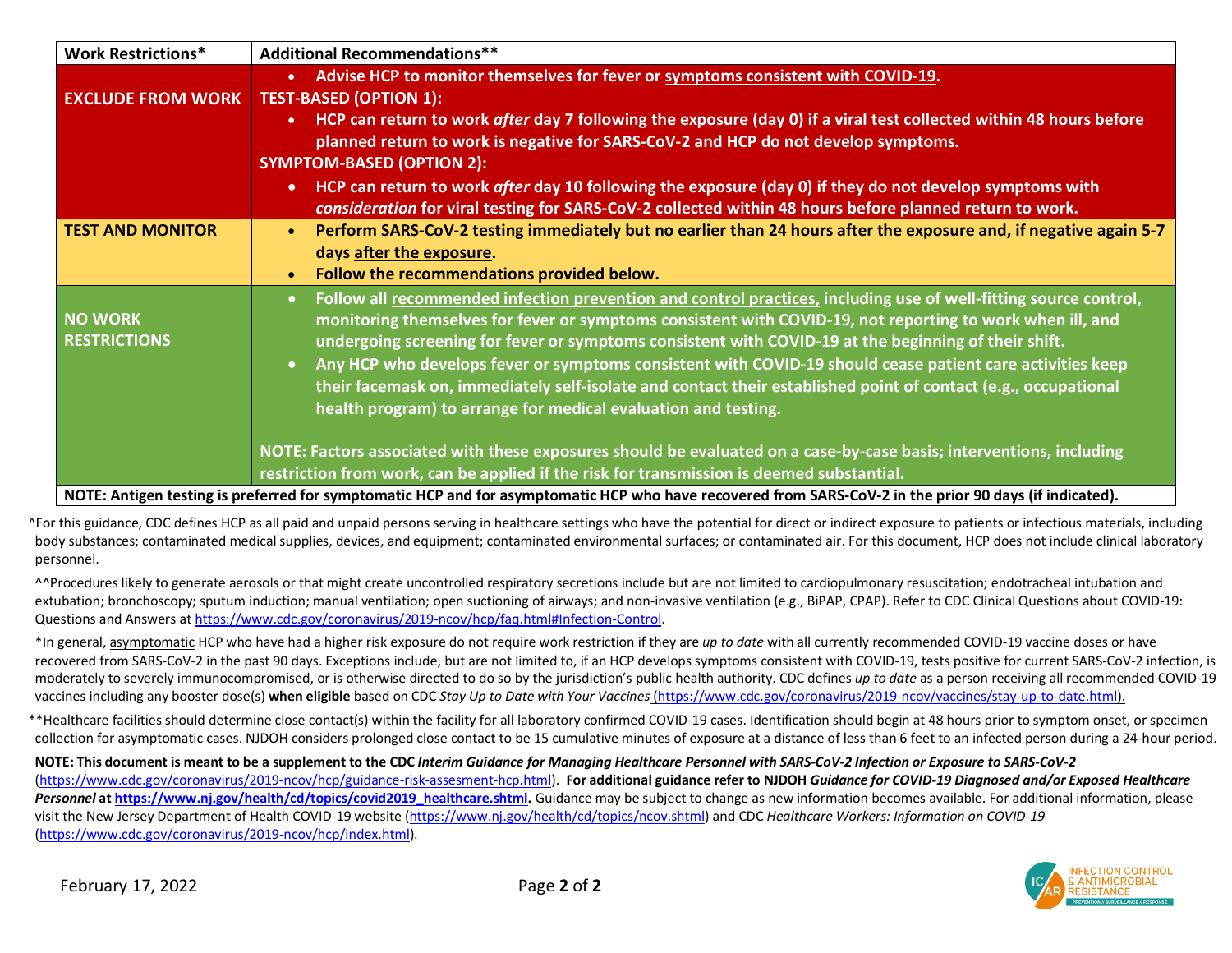| Work Restrictions* | Additional Recommendations** |
|---|---|
| **EXCLUDE FROM WORK** | • **Advise HCP to monitor themselves for fever or symptoms consistent with COVID-19.** <br> **TEST-BASED (OPTION 1):** <br> • **HCP can return to work *after* day 7 following the exposure (day 0) if a viral test collected within 48 hours before planned return to work is negative for SARS-CoV-2 and HCP do not develop symptoms.** <br> **SYMPTOM-BASED (OPTION 2):** <br> • **HCP can return to work *after* day 10 following the exposure (day 0) if they do not develop symptoms with *consideration* for viral testing for SARS-CoV-2 collected within 48 hours before planned return to work.** |
| **TEST AND MONITOR** | • **Perform SARS-CoV-2 testing immediately but no earlier than 24 hours after the exposure and, if negative again 5-7 days after the exposure.** <br> • **Follow the recommendations provided below.** |
| **NO WORK RESTRICTIONS** | • **Follow all recommended infection prevention and control practices, including use of well-fitting source control, monitoring themselves for fever or symptoms consistent with COVID-19, not reporting to work when ill, and undergoing screening for fever or symptoms consistent with COVID-19 at the beginning of their shift.** <br> • **Any HCP who develops fever or symptoms consistent with COVID-19 should cease patient care activities keep their facemask on, immediately self-isolate and contact their established point of contact (e.g., occupational health program) to arrange for medical evaluation and testing.** <br><br> **NOTE: Factors associated with these exposures should be evaluated on a case-by-case basis; interventions, including restriction from work, can be applied if the risk for transmission is deemed substantial.** |
| **NOTE: Antigen testing is preferred for symptomatic HCP and for asymptomatic HCP who have recovered from SARS-CoV-2 in the prior 90 days (if indicated).** | |

^For this guidance, CDC defines HCP as all paid and unpaid persons serving in healthcare settings who have the potential for direct or indirect exposure to patients or infectious materials, including body substances; contaminated medical supplies, devices, and equipment; contaminated environmental surfaces; or contaminated air. For this document, HCP does not include clinical laboratory personnel.

^^Procedures likely to generate aerosols or that might create uncontrolled respiratory secretions include but are not limited to cardiopulmonary resuscitation; endotracheal intubation and extubation; bronchoscopy; sputum induction; manual ventilation; open suctioning of airways; and non-invasive ventilation (e.g., BiPAP, CPAP). Refer to CDC Clinical Questions about COVID-19: Questions and Answers at https://www.cdc.gov/coronavirus/2019-ncov/hcp/faq.html#Infection-Control.

*In general, asymptomatic HCP who have had a higher risk exposure do not require work restriction if they are *up to date* with all currently recommended COVID-19 vaccine doses or have recovered from SARS-CoV-2 in the past 90 days. Exceptions include, but are not limited to, if an HCP develops symptoms consistent with COVID-19, tests positive for current SARS-CoV-2 infection, is moderately to severely immunocompromised, or is otherwise directed to do so by the jurisdiction's public health authority. CDC defines *up to date* as a person receiving all recommended COVID-19 vaccines including any booster dose(s) **when eligible** based on CDC *Stay Up to Date with Your Vaccines* (https://www.cdc.gov/coronavirus/2019-ncov/vaccines/stay-up-to-date.html).

**Healthcare facilities should determine close contact(s) within the facility for all laboratory confirmed COVID-19 cases. Identification should begin at 48 hours prior to symptom onset, or specimen collection for asymptomatic cases. NJDOH considers prolonged close contact to be 15 cumulative minutes of exposure at a distance of less than 6 feet to an infected person during a 24-hour period.

**NOTE: This document is meant to be a supplement to the CDC *Interim Guidance for Managing Healthcare Personnel with SARS-CoV-2 Infection or Exposure to SARS-CoV-2*** (https://www.cdc.gov/coronavirus/2019-ncov/hcp/guidance-risk-assesment-hcp.html). **For additional guidance refer to NJDOH *Guidance for COVID-19 Diagnosed and/or Exposed Healthcare Personnel* at https://www.nj.gov/health/cd/topics/covid2019_healthcare.shtml.** Guidance may be subject to change as new information becomes available. For additional information, please visit the New Jersey Department of Health COVID-19 website (https://www.nj.gov/health/cd/topics/ncov.shtml) and CDC *Healthcare Workers: Information on COVID-19* (https://www.cdc.gov/coronavirus/2019-ncov/hcp/index.html).

February 17, 2022

INFECTION CONTROL & ANTIMICROBIAL RESISTANCE
PREVENTION / SURVEILLANCE / RESPONSE